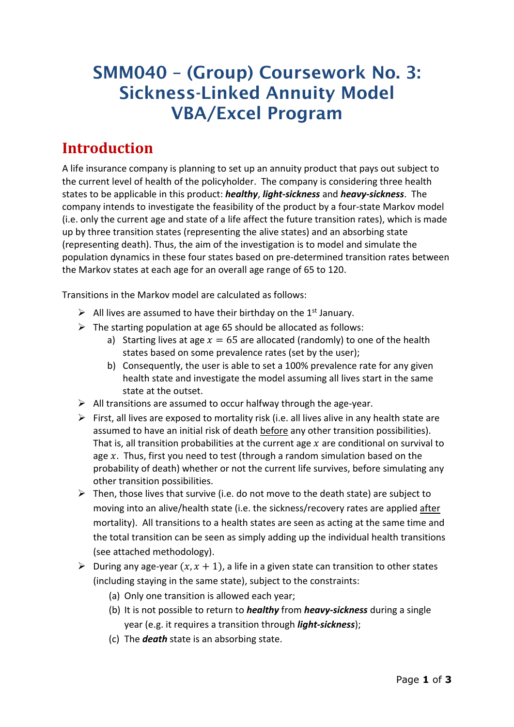# SMM040 – (Group) Coursework No. 3: Sickness-Linked Annuity Model VBA/Excel Program

## Introduction

A life insurance company is planning to set up an annuity product that pays out subject to the current level of health of the policyholder. The company is considering three health states to be applicable in this product: ***healthy***, ***light-sickness*** and ***heavy-sickness***. The company intends to investigate the feasibility of the product by a four-state Markov model (i.e. only the current age and state of a life affect the future transition rates), which is made up by three transition states (representing the alive states) and an absorbing state (representing death). Thus, the aim of the investigation is to model and simulate the population dynamics in these four states based on pre-determined transition rates between the Markov states at each age for an overall age range of 65 to 120.

Transitions in the Markov model are calculated as follows:

- All lives are assumed to have their birthday on the 1st January.
- The starting population at age 65 should be allocated as follows:
  - a) Starting lives at age $x = 65$ are allocated (randomly) to one of the health states based on some prevalence rates (set by the user);
  - b) Consequently, the user is able to set a 100% prevalence rate for any given health state and investigate the model assuming all lives start in the same state at the outset.
- All transitions are assumed to occur halfway through the age-year.
- First, all lives are exposed to mortality risk (i.e. all lives alive in any health state are assumed to have an initial risk of death <u>before</u> any other transition possibilities). That is, all transition probabilities at the current age $x$ are conditional on survival to age $x$. Thus, first you need to test (through a random simulation based on the probability of death) whether or not the current life survives, before simulating any other transition possibilities.
- Then, those lives that survive (i.e. do not move to the death state) are subject to moving into an alive/health state (i.e. the sickness/recovery rates are applied <u>after</u> mortality). All transitions to a health states are seen as acting at the same time and the total transition can be seen as simply adding up the individual health transitions (see attached methodology).
- During any age-year $(x, x+1)$, a life in a given state can transition to other states (including staying in the same state), subject to the constraints:
  - (a) Only one transition is allowed each year;
  - (b) It is not possible to return to ***healthy*** from ***heavy-sickness*** during a single year (e.g. it requires a transition through ***light-sickness***);
  - (c) The ***death*** state is an absorbing state.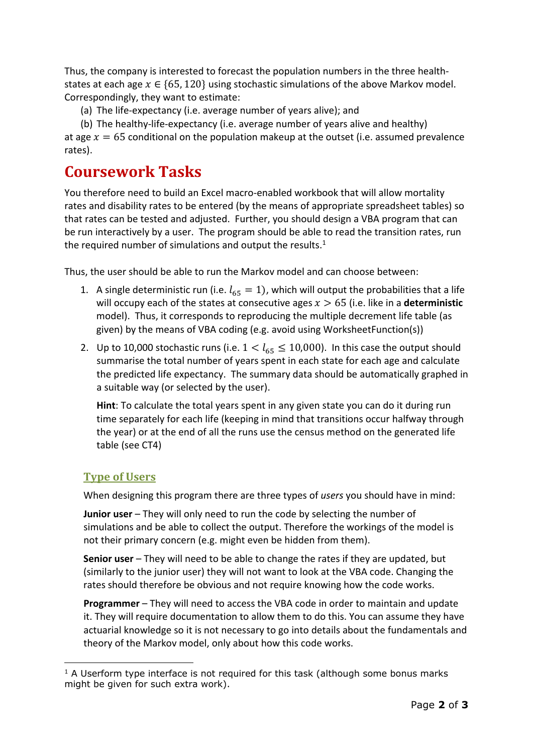Thus, the company is interested to forecast the population numbers in the three health-states at each age $x \in \{65, 120\}$ using stochastic simulations of the above Markov model. Correspondingly, they want to estimate:

(a) The life-expectancy (i.e. average number of years alive); and

(b) The healthy-life-expectancy (i.e. average number of years alive and healthy)

at age $x = 65$ conditional on the population makeup at the outset (i.e. assumed prevalence rates).

# Coursework Tasks

You therefore need to build an Excel macro-enabled workbook that will allow mortality rates and disability rates to be entered (by the means of appropriate spreadsheet tables) so that rates can be tested and adjusted. Further, you should design a VBA program that can be run interactively by a user. The program should be able to read the transition rates, run the required number of simulations and output the results.[1]

Thus, the user should be able to run the Markov model and can choose between:

1. A single deterministic run (i.e. $l_{65} = 1$), which will output the probabilities that a life will occupy each of the states at consecutive ages $x > 65$ (i.e. like in a **deterministic** model). Thus, it corresponds to reproducing the multiple decrement life table (as given) by the means of VBA coding (e.g. avoid using WorksheetFunction(s))
2. Up to 10,000 stochastic runs (i.e. $1 < l_{65} \leq 10{,}000$). In this case the output should summarise the total number of years spent in each state for each age and calculate the predicted life expectancy. The summary data should be automatically graphed in a suitable way (or selected by the user).

   **Hint**: To calculate the total years spent in any given state you can do it during run time separately for each life (keeping in mind that transitions occur halfway through the year) or at the end of all the runs use the census method on the generated life table (see CT4)

## Type of Users

When designing this program there are three types of *users* you should have in mind:

**Junior user** – They will only need to run the code by selecting the number of simulations and be able to collect the output. Therefore the workings of the model is not their primary concern (e.g. might even be hidden from them).

**Senior user** – They will need to be able to change the rates if they are updated, but (similarly to the junior user) they will not want to look at the VBA code. Changing the rates should therefore be obvious and not require knowing how the code works.

**Programmer** – They will need to access the VBA code in order to maintain and update it. They will require documentation to allow them to do this. You can assume they have actuarial knowledge so it is not necessary to go into details about the fundamentals and theory of the Markov model, only about how this code works.

[1] A Userform type interface is not required for this task (although some bonus marks might be given for such extra work).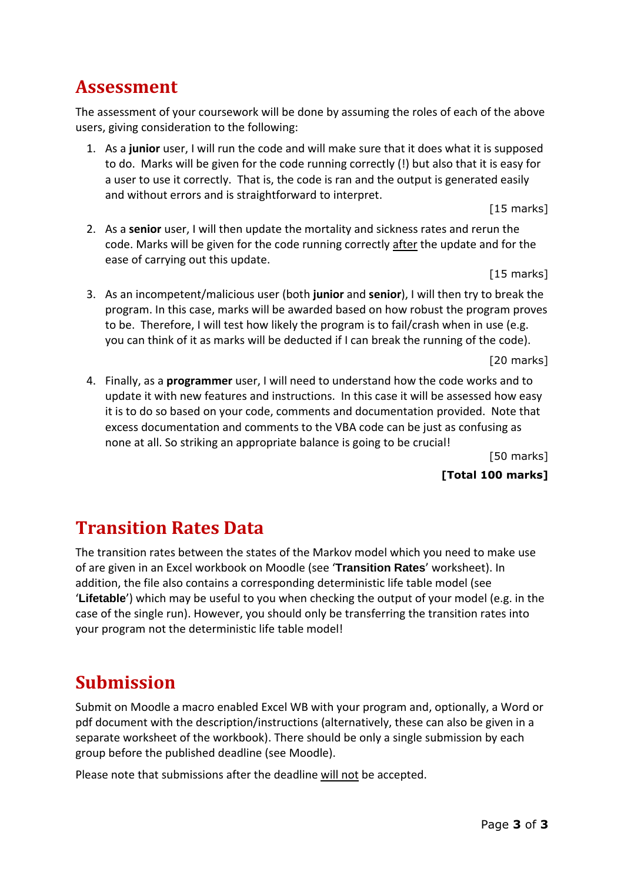## Assessment

The assessment of your coursework will be done by assuming the roles of each of the above users, giving consideration to the following:

1. As a **junior** user, I will run the code and will make sure that it does what it is supposed to do. Marks will be given for the code running correctly (!) but also that it is easy for a user to use it correctly. That is, the code is ran and the output is generated easily and without errors and is straightforward to interpret.

   [15 marks]

2. As a **senior** user, I will then update the mortality and sickness rates and rerun the code. Marks will be given for the code running correctly <u>after</u> the update and for the ease of carrying out this update.

   [15 marks]

3. As an incompetent/malicious user (both **junior** and **senior**), I will then try to break the program. In this case, marks will be awarded based on how robust the program proves to be. Therefore, I will test how likely the program is to fail/crash when in use (e.g. you can think of it as marks will be deducted if I can break the running of the code).

   [20 marks]

4. Finally, as a **programmer** user, I will need to understand how the code works and to update it with new features and instructions. In this case it will be assessed how easy it is to do so based on your code, comments and documentation provided. Note that excess documentation and comments to the VBA code can be just as confusing as none at all. So striking an appropriate balance is going to be crucial!

   [50 marks]

**[Total 100 marks]**

## Transition Rates Data

The transition rates between the states of the Markov model which you need to make use of are given in an Excel workbook on Moodle (see '**Transition Rates**' worksheet). In addition, the file also contains a corresponding deterministic life table model (see '**Lifetable**') which may be useful to you when checking the output of your model (e.g. in the case of the single run). However, you should only be transferring the transition rates into your program not the deterministic life table model!

## Submission

Submit on Moodle a macro enabled Excel WB with your program and, optionally, a Word or pdf document with the description/instructions (alternatively, these can also be given in a separate worksheet of the workbook). There should be only a single submission by each group before the published deadline (see Moodle).

Please note that submissions after the deadline <u>will not</u> be accepted.